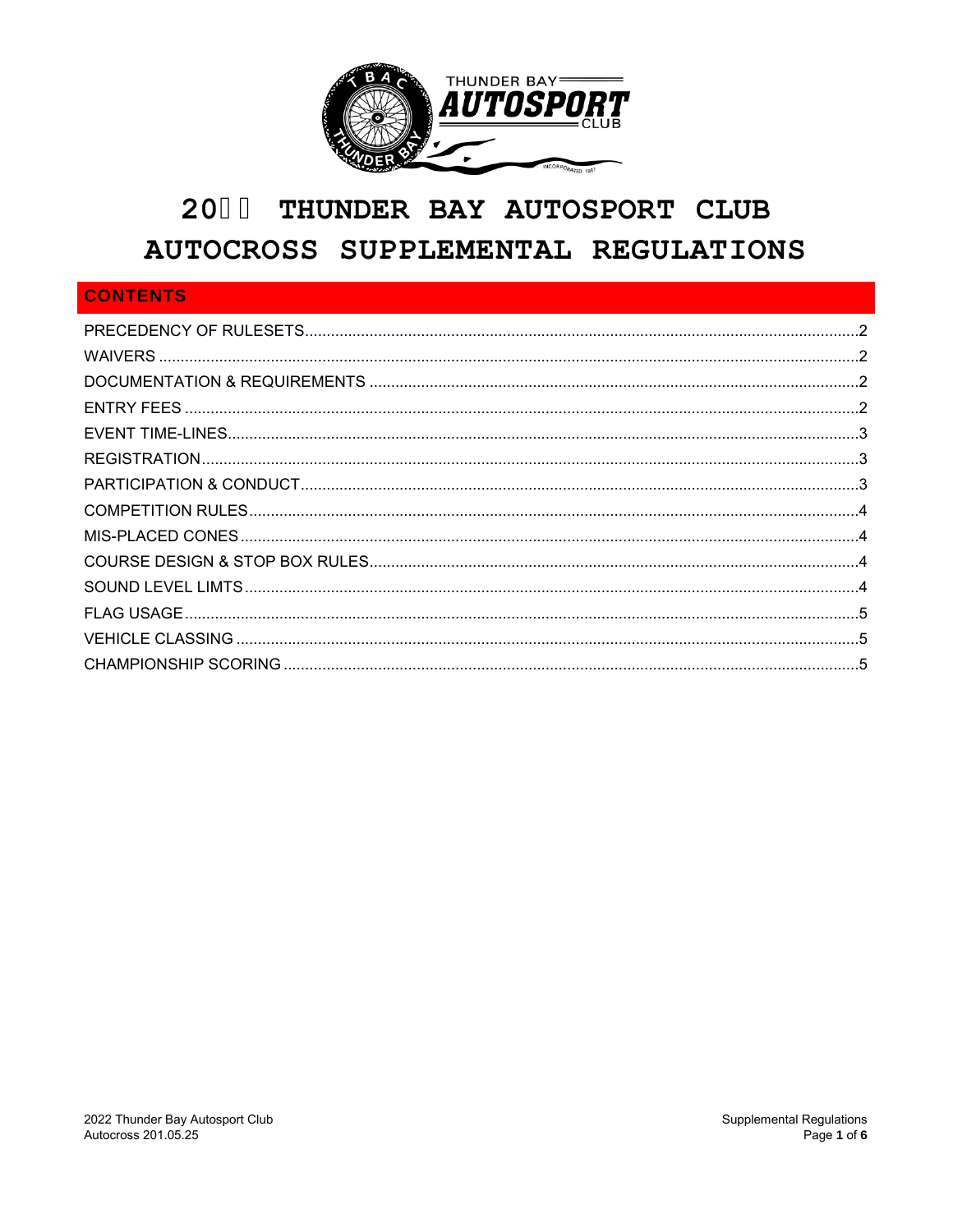# 20 THUNDER BAY AUTOSPORT CLUB AUTOCROSS SUPPLEMENTAL REGULATIONS

## CONTENTS

PRECEDENCY OF RULESETS....2
WAIVERS....2
DOCUMENTATION & REQUIREMENTS....2
ENTRY FEES....2
EVENT TIME-LINES....3
REGISTRATION....3
PARTICIPATION & CONDUCT....3
COMPETITION RULES....4
MIS-PLACED CONES....4
COURSE DESIGN & STOP BOX RULES....4
SOUND LEVEL LIMTS....4
FLAG USAGE....5
VEHICLE CLASSING....5
CHAMPIONSHIP SCORING....5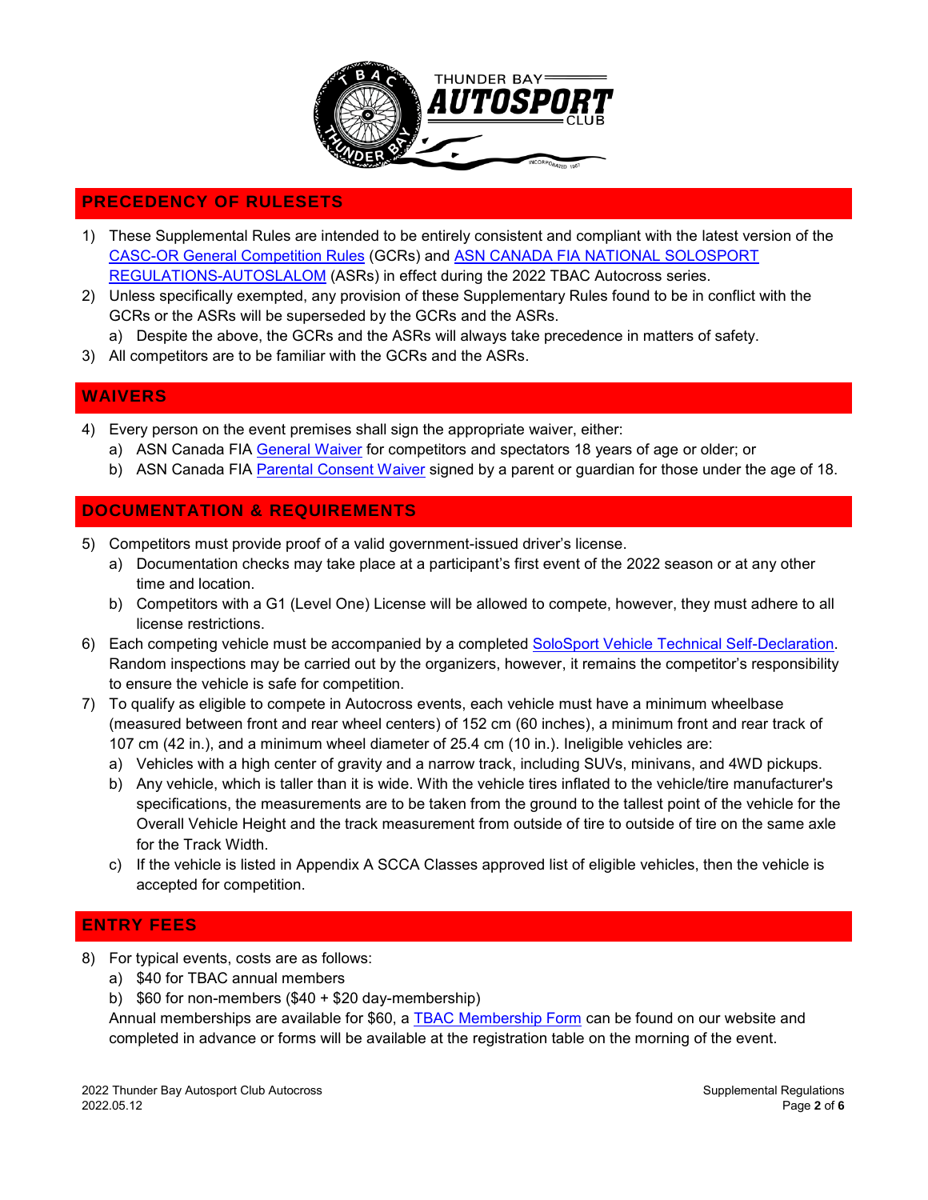## PRECEDENCY OF RULESETS

1) These Supplemental Rules are intended to be entirely consistent and compliant with the latest version of the CASC-OR General Competition Rules (GCRs) and ASN CANADA FIA NATIONAL SOLOSPORT REGULATIONS-AUTOSLALOM (ASRs) in effect during the 2022 TBAC Autocross series.
2) Unless specifically exempted, any provision of these Supplementary Rules found to be in conflict with the GCRs or the ASRs will be superseded by the GCRs and the ASRs.
   a) Despite the above, the GCRs and the ASRs will always take precedence in matters of safety.
3) All competitors are to be familiar with the GCRs and the ASRs.

## WAIVERS

4) Every person on the event premises shall sign the appropriate waiver, either:
   a) ASN Canada FIA General Waiver for competitors and spectators 18 years of age or older; or
   b) ASN Canada FIA Parental Consent Waiver signed by a parent or guardian for those under the age of 18.

## DOCUMENTATION & REQUIREMENTS

5) Competitors must provide proof of a valid government-issued driver's license.
   a) Documentation checks may take place at a participant's first event of the 2022 season or at any other time and location.
   b) Competitors with a G1 (Level One) License will be allowed to compete, however, they must adhere to all license restrictions.
6) Each competing vehicle must be accompanied by a completed SoloSport Vehicle Technical Self-Declaration. Random inspections may be carried out by the organizers, however, it remains the competitor's responsibility to ensure the vehicle is safe for competition.
7) To qualify as eligible to compete in Autocross events, each vehicle must have a minimum wheelbase (measured between front and rear wheel centers) of 152 cm (60 inches), a minimum front and rear track of 107 cm (42 in.), and a minimum wheel diameter of 25.4 cm (10 in.). Ineligible vehicles are:
   a) Vehicles with a high center of gravity and a narrow track, including SUVs, minivans, and 4WD pickups.
   b) Any vehicle, which is taller than it is wide. With the vehicle tires inflated to the vehicle/tire manufacturer's specifications, the measurements are to be taken from the ground to the tallest point of the vehicle for the Overall Vehicle Height and the track measurement from outside of tire to outside of tire on the same axle for the Track Width.
   c) If the vehicle is listed in Appendix A SCCA Classes approved list of eligible vehicles, then the vehicle is accepted for competition.

## ENTRY FEES

8) For typical events, costs are as follows:
   a) $40 for TBAC annual members
   b) $60 for non-members ($40 + $20 day-membership)

   Annual memberships are available for $60, a TBAC Membership Form can be found on our website and completed in advance or forms will be available at the registration table on the morning of the event.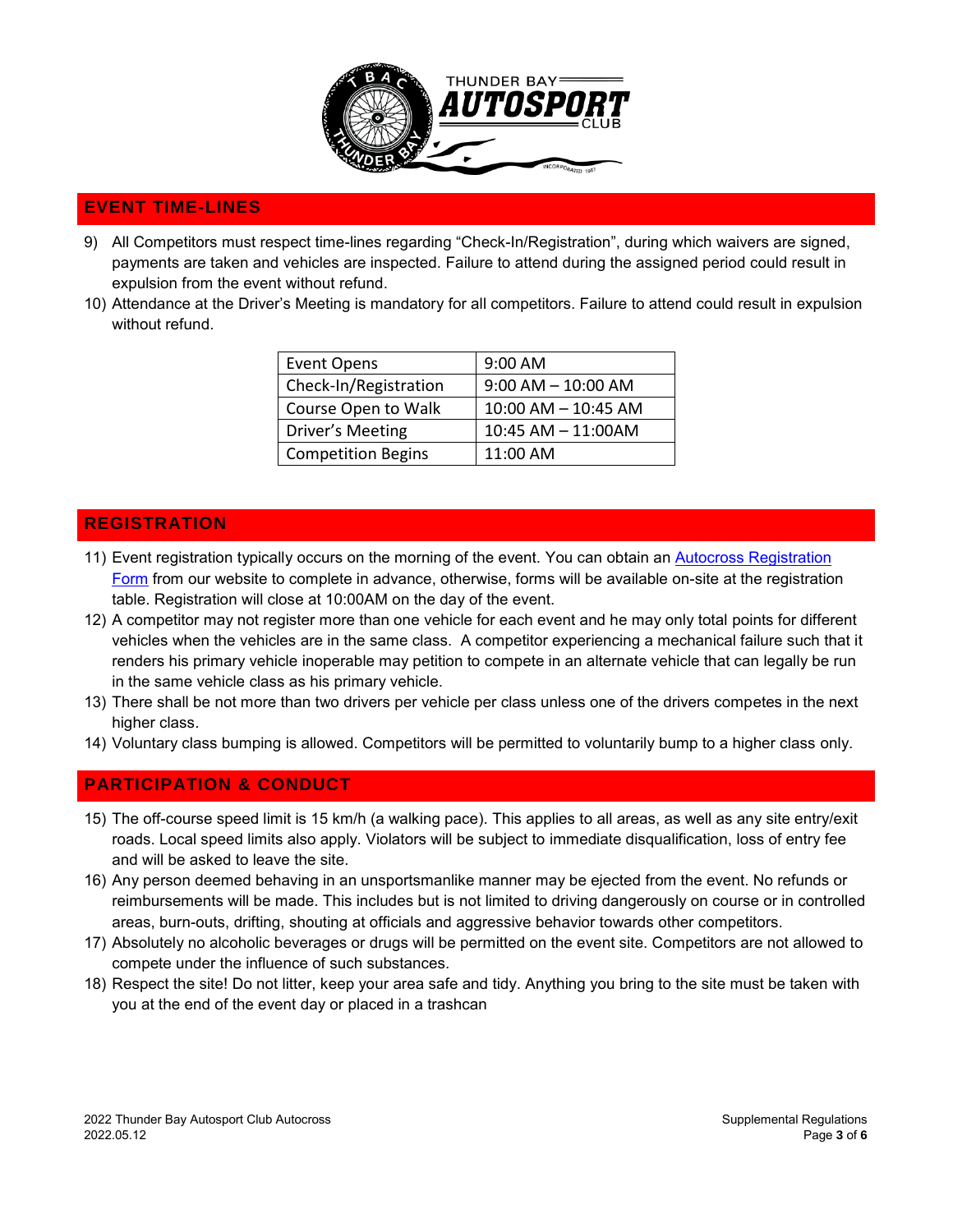## EVENT TIME-LINES

9) All Competitors must respect time-lines regarding "Check-In/Registration", during which waivers are signed, payments are taken and vehicles are inspected. Failure to attend during the assigned period could result in expulsion from the event without refund.
10) Attendance at the Driver's Meeting is mandatory for all competitors. Failure to attend could result in expulsion without refund.

| Event Opens | 9:00 AM |
|---|---|
| Check-In/Registration | 9:00 AM – 10:00 AM |
| Course Open to Walk | 10:00 AM – 10:45 AM |
| Driver's Meeting | 10:45 AM – 11:00AM |
| Competition Begins | 11:00 AM |

## REGISTRATION

11) Event registration typically occurs on the morning of the event. You can obtain an Autocross Registration Form from our website to complete in advance, otherwise, forms will be available on-site at the registration table. Registration will close at 10:00AM on the day of the event.
12) A competitor may not register more than one vehicle for each event and he may only total points for different vehicles when the vehicles are in the same class. A competitor experiencing a mechanical failure such that it renders his primary vehicle inoperable may petition to compete in an alternate vehicle that can legally be run in the same vehicle class as his primary vehicle.
13) There shall be not more than two drivers per vehicle per class unless one of the drivers competes in the next higher class.
14) Voluntary class bumping is allowed. Competitors will be permitted to voluntarily bump to a higher class only.

## PARTICIPATION & CONDUCT

15) The off-course speed limit is 15 km/h (a walking pace). This applies to all areas, as well as any site entry/exit roads. Local speed limits also apply. Violators will be subject to immediate disqualification, loss of entry fee and will be asked to leave the site.
16) Any person deemed behaving in an unsportsmanlike manner may be ejected from the event. No refunds or reimbursements will be made. This includes but is not limited to driving dangerously on course or in controlled areas, burn-outs, drifting, shouting at officials and aggressive behavior towards other competitors.
17) Absolutely no alcoholic beverages or drugs will be permitted on the event site. Competitors are not allowed to compete under the influence of such substances.
18) Respect the site! Do not litter, keep your area safe and tidy. Anything you bring to the site must be taken with you at the end of the event day or placed in a trashcan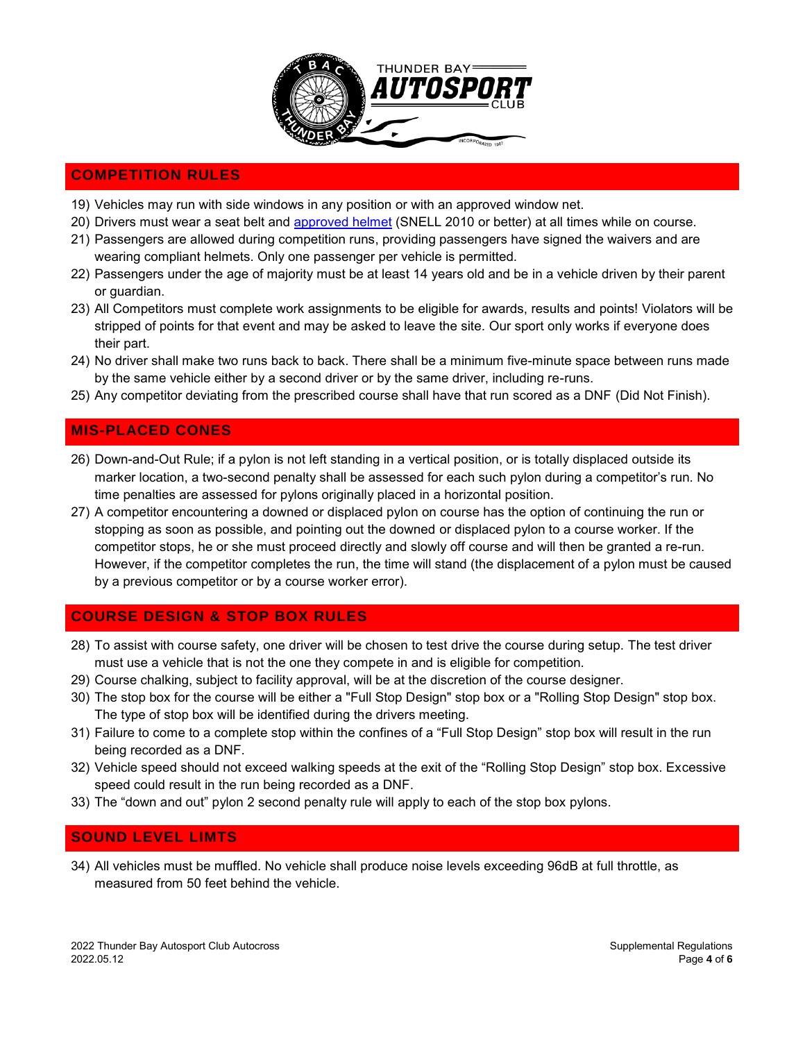## COMPETITION RULES

19) Vehicles may run with side windows in any position or with an approved window net.
20) Drivers must wear a seat belt and approved helmet (SNELL 2010 or better) at all times while on course.
21) Passengers are allowed during competition runs, providing passengers have signed the waivers and are wearing compliant helmets. Only one passenger per vehicle is permitted.
22) Passengers under the age of majority must be at least 14 years old and be in a vehicle driven by their parent or guardian.
23) All Competitors must complete work assignments to be eligible for awards, results and points! Violators will be stripped of points for that event and may be asked to leave the site. Our sport only works if everyone does their part.
24) No driver shall make two runs back to back. There shall be a minimum five-minute space between runs made by the same vehicle either by a second driver or by the same driver, including re-runs.
25) Any competitor deviating from the prescribed course shall have that run scored as a DNF (Did Not Finish).

## MIS-PLACED CONES

26) Down-and-Out Rule; if a pylon is not left standing in a vertical position, or is totally displaced outside its marker location, a two-second penalty shall be assessed for each such pylon during a competitor's run. No time penalties are assessed for pylons originally placed in a horizontal position.
27) A competitor encountering a downed or displaced pylon on course has the option of continuing the run or stopping as soon as possible, and pointing out the downed or displaced pylon to a course worker. If the competitor stops, he or she must proceed directly and slowly off course and will then be granted a re-run. However, if the competitor completes the run, the time will stand (the displacement of a pylon must be caused by a previous competitor or by a course worker error).

## COURSE DESIGN & STOP BOX RULES

28) To assist with course safety, one driver will be chosen to test drive the course during setup. The test driver must use a vehicle that is not the one they compete in and is eligible for competition.
29) Course chalking, subject to facility approval, will be at the discretion of the course designer.
30) The stop box for the course will be either a "Full Stop Design" stop box or a "Rolling Stop Design" stop box. The type of stop box will be identified during the drivers meeting.
31) Failure to come to a complete stop within the confines of a "Full Stop Design" stop box will result in the run being recorded as a DNF.
32) Vehicle speed should not exceed walking speeds at the exit of the "Rolling Stop Design" stop box. Excessive speed could result in the run being recorded as a DNF.
33) The "down and out" pylon 2 second penalty rule will apply to each of the stop box pylons.

## SOUND LEVEL LIMTS

34) All vehicles must be muffled. No vehicle shall produce noise levels exceeding 96dB at full throttle, as measured from 50 feet behind the vehicle.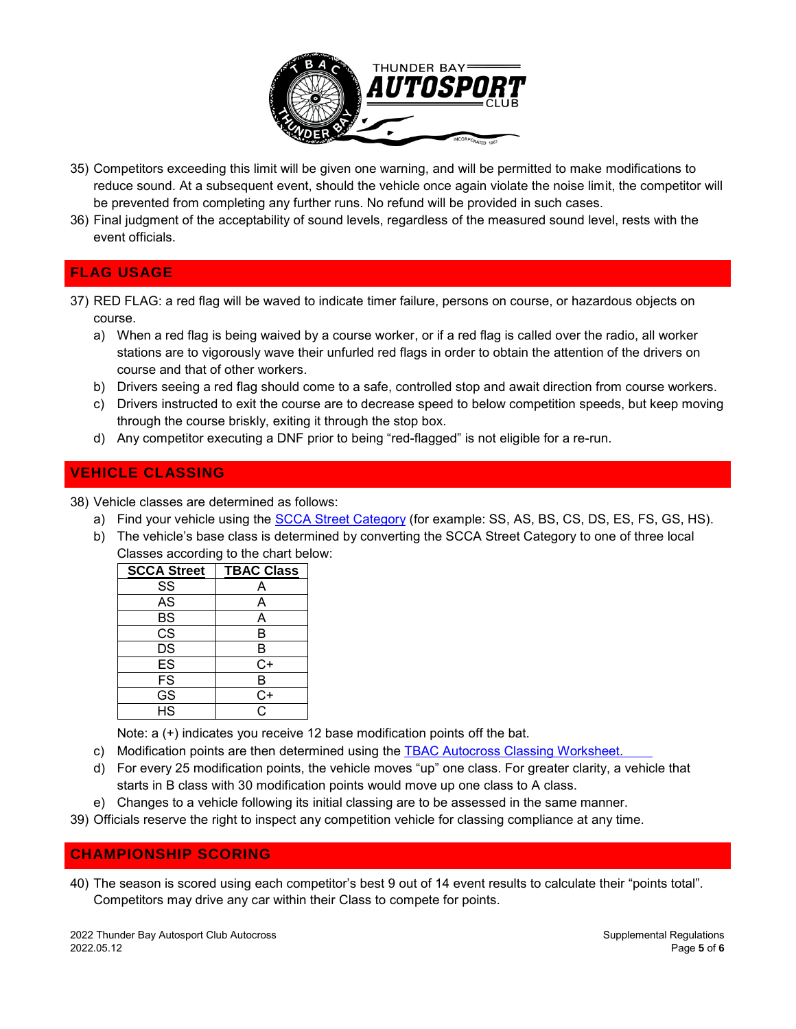35) Competitors exceeding this limit will be given one warning, and will be permitted to make modifications to reduce sound. At a subsequent event, should the vehicle once again violate the noise limit, the competitor will be prevented from completing any further runs. No refund will be provided in such cases.
36) Final judgment of the acceptability of sound levels, regardless of the measured sound level, rests with the event officials.

## FLAG USAGE

37) RED FLAG: a red flag will be waved to indicate timer failure, persons on course, or hazardous objects on course.
    a) When a red flag is being waived by a course worker, or if a red flag is called over the radio, all worker stations are to vigorously wave their unfurled red flags in order to obtain the attention of the drivers on course and that of other workers.
    b) Drivers seeing a red flag should come to a safe, controlled stop and await direction from course workers.
    c) Drivers instructed to exit the course are to decrease speed to below competition speeds, but keep moving through the course briskly, exiting it through the stop box.
    d) Any competitor executing a DNF prior to being "red-flagged" is not eligible for a re-run.

## VEHICLE CLASSING

38) Vehicle classes are determined as follows:
    a) Find your vehicle using the SCCA Street Category (for example: SS, AS, BS, CS, DS, ES, FS, GS, HS).
    b) The vehicle's base class is determined by converting the SCCA Street Category to one of three local Classes according to the chart below:

| SCCA Street | TBAC Class |
|---|---|
| SS | A |
| AS | A |
| BS | A |
| CS | B |
| DS | B |
| ES | C+ |
| FS | B |
| GS | C+ |
| HS | C |

    Note: a (+) indicates you receive 12 base modification points off the bat.

    c) Modification points are then determined using the TBAC Autocross Classing Worksheet.
    d) For every 25 modification points, the vehicle moves "up" one class. For greater clarity, a vehicle that starts in B class with 30 modification points would move up one class to A class.
    e) Changes to a vehicle following its initial classing are to be assessed in the same manner.
39) Officials reserve the right to inspect any competition vehicle for classing compliance at any time.

## CHAMPIONSHIP SCORING

40) The season is scored using each competitor's best 9 out of 14 event results to calculate their "points total". Competitors may drive any car within their Class to compete for points.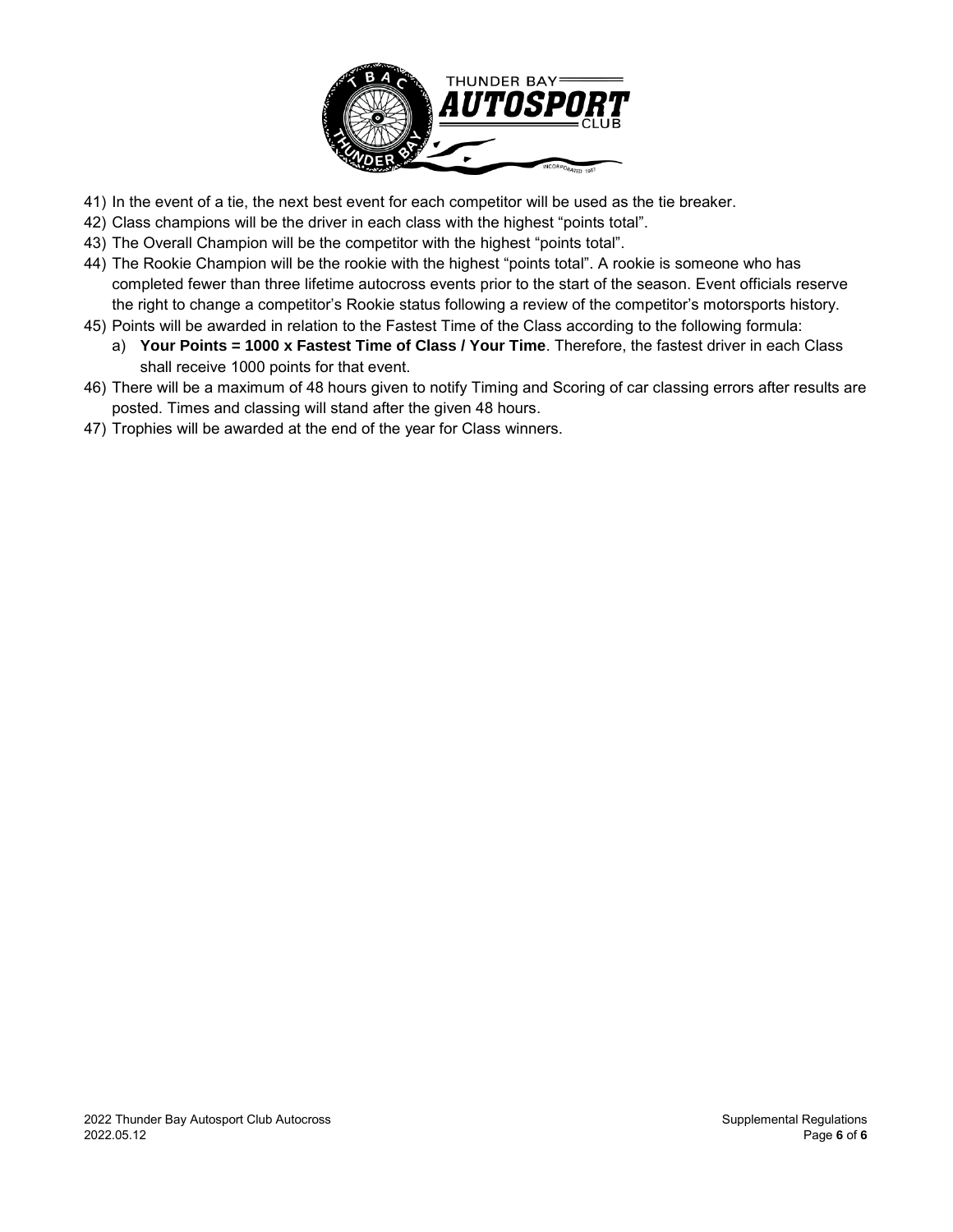41) In the event of a tie, the next best event for each competitor will be used as the tie breaker.
42) Class champions will be the driver in each class with the highest "points total".
43) The Overall Champion will be the competitor with the highest "points total".
44) The Rookie Champion will be the rookie with the highest "points total". A rookie is someone who has completed fewer than three lifetime autocross events prior to the start of the season. Event officials reserve the right to change a competitor's Rookie status following a review of the competitor's motorsports history.
45) Points will be awarded in relation to the Fastest Time of the Class according to the following formula:
    a) **Your Points = 1000 x Fastest Time of Class / Your Time**. Therefore, the fastest driver in each Class shall receive 1000 points for that event.
46) There will be a maximum of 48 hours given to notify Timing and Scoring of car classing errors after results are posted. Times and classing will stand after the given 48 hours.
47) Trophies will be awarded at the end of the year for Class winners.